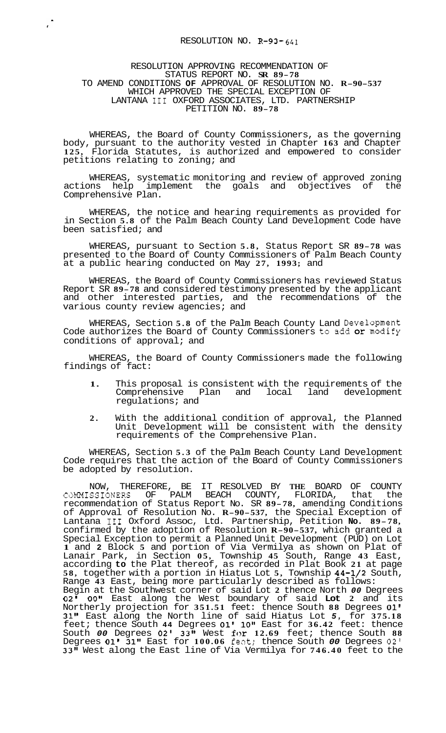# RESOLUTION NO. R-93-641

## RESOLUTION APPROVING RECOMMENDATION OF STATUS REPORT NO. SR 89-78 TO AMEND CONDITIONS OF APPROVAL OF RESOLUTION NO. R-90-537 WHICH APPROVED THE SPECIAL EXCEPTION OF LANTANA III OXFORD ASSOCIATES, LTD. PARTNERSHIP PETITION NO. 89-78

WHEREAS, the Board of County Commissioners, as the governing body, pursuant to the authority vested in Chapter 163 and Chapter 125, Florida Statutes, is authorized and empowered to consider petitions relating to zoning; and

WHEREAS, systematic monitoring and review of approved zoning actions help implement the goals and objectives of the Comprehensive Plan.

WHEREAS, the notice and hearing requirements as provided for in Section 5.8 of the Palm Beach County Land Development Code have been satisfied; and

WHEREAS, pursuant to Section 5.8, Status Report SR 89-78 was presented to the Board of County Commissioners of Palm Beach County at a public hearing conducted on May 27, 1993; and

WHEREAS, the Board of County Commissioners has reviewed Status Report SR 89-78 and considered testimony presented by the applicant and other interested parties, and the recommendations of the various county review agencies; and

WHEREAS, Section 5.8 of the Palm Beach County Land Development Code authorizes the Board of County Commissioners to add or modify conditions of approval; and

WHEREAS, the Board of County Commissioners made the following findings of fact:

1. This proposal is consistent with the requirements of the Comprehensive Plan and local land development regulations; and
2. With the additional condition of approval, the Planned Unit Development will be consistent with the density requirements of the Comprehensive Plan.

WHEREAS, Section 5.3 of the Palm Beach County Land Development Code requires that the action of the Board of County Commissioners be adopted by resolution.

NOW, THEREFORE, BE IT RESOLVED BY THE BOARD OF COUNTY COMMISSIONERS OF PALM BEACH COUNTY, FLORIDA, that the recommendation of Status Report No. SR 89-78, amending Conditions of Approval of Resolution No. R-90-537, the Special Exception of Lantana III Oxford Assoc, Ltd. Partnership, Petition No. 89-78, confirmed by the adoption of Resolution R-90-537, which granted a Special Exception to permit a Planned Unit Development (PUD) on Lot 1 and 2 Block 5 and portion of Via Vermilya as shown on Plat of Lanair Park, in Section 05, Township 45 South, Range 43 East, according to the Plat thereof, as recorded in Plat Book 21 at page 58, together with a portion in Hiatus Lot 5, Township 44-1/2 South, Range 43 East, being more particularly described as follows: Begin at the Southwest corner of said Lot 2 thence North 00 Degrees 02' 00" East along the West boundary of said Lot 2 and its Northerly projection for 351.51 feet: thence South 88 Degrees 01' 31" East along the North line of said Hiatus Lot 5, for 375.18 feet; thence South 44 Degrees 01' 10" East for 36.42 feet: thence South 00 Degrees 02' 33" West for 12.69 feet; thence South 88 Degrees 01' 31" East for 100.06 feet; thence South 00 Degrees 02' 33" West along the East line of Via Vermilya for 746.40 feet to the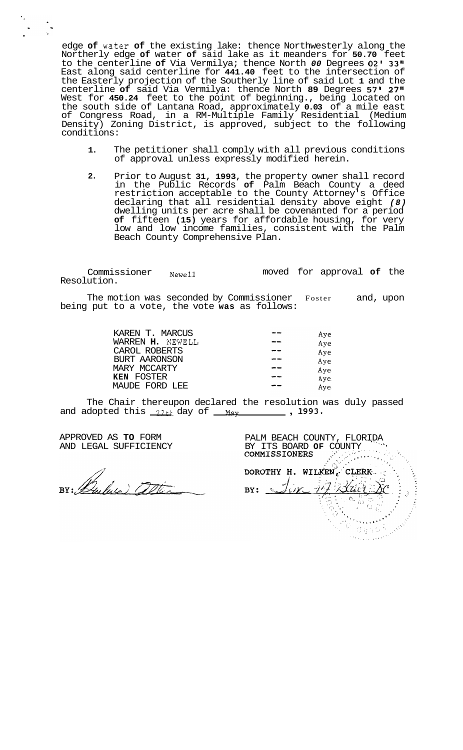edge of water of the existing lake: thence Northwesterly along the Northerly edge of water of said lake as it meanders for 50.70 feet to the centerline of Via Vermilya; thence North 00 Degrees 02' 33" East along said centerline for 441.40 feet to the intersection of the Easterly projection of the Southerly line of said Lot 1 and the centerline of said Via Vermilya: thence North 89 Degrees 57' 27" West for 450.24 feet to the point of beginning., being located on the south side of Lantana Road, approximately 0.03 of a mile east of Congress Road, in a RM-Multiple Family Residential (Medium Density) Zoning District, is approved, subject to the following conditions:

1. The petitioner shall comply with all previous conditions of approval unless expressly modified herein.

2. Prior to August 31, 1993, the property owner shall record in the Public Records of Palm Beach County a deed restriction acceptable to the County Attorney's Office declaring that all residential density above eight *(8)* dwelling units per acre shall be covenanted for a period of fifteen (15) years for affordable housing, for very low and low income families, consistent with the Palm Beach County Comprehensive Plan.

Commissioner Newell moved for approval of the Resolution.

The motion was seconded by Commissioner Foster and, upon being put to a vote, the vote was as follows:

| | | |
|---|---|---|
| KAREN T. MARCUS | -- | Aye |
| WARREN H. NEWELL | -- | Aye |
| CAROL ROBERTS | -- | Aye |
| BURT AARONSON | -- | Aye |
| MARY MCCARTY | -- | Aye |
| KEN FOSTER | -- | Aye |
| MAUDE FORD LEE | -- | Aye |

The Chair thereupon declared the resolution was duly passed and adopted this 27th day of May, 1993.

APPROVED AS TO FORM
AND LEGAL SUFFICIENCY

BY: [signature]

PALM BEACH COUNTY, FLORIDA
BY ITS BOARD OF COUNTY
COMMISSIONERS

DOROTHY H. WILKEN, CLERK

BY: [signature]